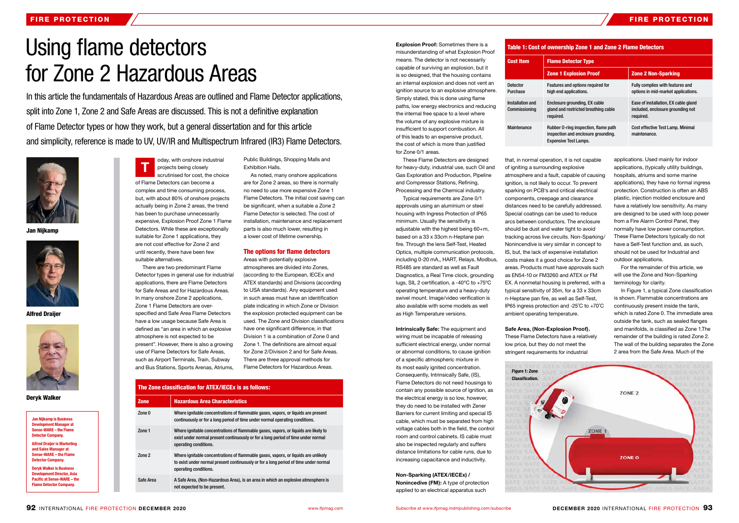# Using flame detectors for Zone 2 Hazardous Areas

In this article the fundamentals of Hazardous Areas are outlined and Flame Detector applications, split into Zone 1, Zone 2 and Safe Areas are discussed. This is not a definitive explanation of Flame Detector types or how they work, but a general dissertation and for this article and simplicity, reference is made to UV, UV/IR and Multispectrum Infrared (IR3) Flame Detectors.

Jan Nijkamp

Alfred Draijer

Deryk Walker

Jan Nijkamp is Business Development Manager at Sense-WARE – the Flame Detector Company.

Alfred Draijer is Marketing and Sales Manager at Sense-WARE – the Flame Detector Company.

Deryk Walker is Business Development Director, Asia Pacific at Sense-WARE – the Flame Detector Company.

Today, with onshore industrial projects being closely scrutinised for cost, the choice of Flame Detectors can become a complex and time consuming process, but, with about 80% of onshore projects actually being in Zone 2 areas, the trend has been to purchase unnecessarily expensive, Explosion Proof Zone 1 Flame Detectors. While these are exceptionally suitable for Zone 1 applications, they are not cost effective for Zone 2 and until recently, there have been few suitable alternatives.

There are two predominant Flame Detector types in general use for industrial applications, there are Flame Detectors for Safe Areas and for Hazardous Areas. In many onshore Zone 2 applications, Zone 1 Flame Detectors are over-specified and Safe Area Flame Detectors have a low usage because Safe Area is defined as “an area in which an explosive atmosphere is not expected to be present”. However, there is also a growing use of Flame Detectors for Safe Areas, such as Airport Terminals, Train, Subway and Bus Stations, Sports Arenas, Atriums, Public Buildings, Shopping Malls and Exhibition Halls.

As noted, many onshore applications are for Zone 2 areas, so there is normally no need to use more expensive Zone 1 Flame Detectors. The initial cost saving can be significant, when a suitable a Zone 2 Flame Detector is selected. The cost of installation, maintenance and replacement parts is also much lower, resulting in a lower cost of lifetime ownership.

## The options for flame detectors

Areas with potentially explosive atmospheres are divided into Zones, (according to the European, IECEx and ATEX standards) and Divisions (according to USA standards). Any equipment used in such areas must have an identification plate indicating in which Zone or Division the explosion protected equipment can be used. The Zone and Division classifications have one significant difference, in that Division 1 is a combination of Zone 0 and Zone 1. The definitions are almost equal for Zone 2/Division 2 and for Safe Areas. There are three approval methods for Flame Detectors for Hazardous Areas.

**The Zone classification for ATEX/IECEx is as follows:**

| Zone | Hazardous Area Characteristics |
|---|---|
| Zone 0 | Where ignitable concentrations of flammable gases, vapors, or liquids are present continuously or for a long period of time under normal operating conditions. |
| Zone 1 | Where ignitable concentrations of flammable gases, vapors, or liquids are likely to exist under normal present continuously or for a long period of time under normal operating conditions. |
| Zone 2 | Where ignitable concentrations of flammable gases, vapors, or liquids are unlikely to exist under normal present continuously or for a long period of time under normal operating conditions. |
| Safe Area | A Safe Area, (Non-Hazardous Area), is an area in which an explosive atmosphere is not expected to be present. |

**Explosion Proof:** Sometimes there is a misunderstanding of what Explosion Proof means. The detector is not necessarily capable of surviving an explosion, but it is so designed, that the housing contains an internal explosion and does not vent an ignition source to an explosive atmosphere. Simply stated, this is done using flame paths, low energy electronics and reducing the internal free space to a level where the volume of any explosive mixture is insufficient to support combustion. All of this leads to an expensive product, the cost of which is more than justified for Zone 0/1 areas.

These Flame Detectors are designed for heavy-duty, industrial use, such Oil and Gas Exploration and Production, Pipeline and Compressor Stations, Refining, Processing and the Chemical industry.

Typical requirements are Zone 0/1 approvals using an aluminium or steel housing with Ingress Protection of IP65 minimum. Usually the sensitivity is adjustable with the highest being 60+m, based on a 33 x 33cm n-Heptane pan fire. Through the lens Self-Test, Heated Optics, multiple communication protocols, including 0-20 mA,, HART, Relays, Modbus, RS485 are standard as well as Fault Diagnostics, a Real Time clock, grounding lugs, SIL 2 certification, a -40°C to +75°C operating temperature and a heavy-duty swivel mount. Image/video verification is also available with some models as well as High Temperature versions.

**Intrinsically Safe:** The equipment and wiring must be incapable of releasing sufficient electrical energy, under normal or abnormal conditions, to cause ignition of a specific atmospheric mixture in its most easily ignited concentration. Consequently, Intrinsically Safe, (IS), Flame Detectors do not need housings to contain any possible source of ignition, as the electrical energy is so low, however, they do need to be installed with Zener Barriers for current limiting and special IS cable, which must be separated from high voltage cables both in the field, the control room and control cabinets. IS cable must also be inspected regularly and suffers distance limitations for cable runs, due to increasing capacitance and inductivity.

**Non-Sparking (ATEX/IECEx) / Nonincedive (FM):** A type of protection applied to an electrical apparatus such that, in normal operation, it is not capable of igniting a surrounding explosive atmosphere and a fault, capable of causing ignition, is not likely to occur. To prevent sparking on PCB's and critical electrical components, creepage and clearance distances need to be carefully addressed. Special coatings can be used to reduce arcs between conductors. The enclosure should be dust and water tight to avoid tracking across live circuits. Non-Sparking/ Nonincendive is very similar in concept to IS, but, the lack of expensive installation costs makes it a good choice for Zone 2 areas. Products must have approvals such as EN54-10 or FM3260 and ATEX or FM EX. A nonmetal housing is preferred, with a typical sensitivity of 35m, for a 33 x 33cm n-Heptane pan fire, as well as Self-Test, IP65 ingress protection and -25°C to +70°C ambient operating temperature.

**Safe Area, (Non-Explosion Proof).** These Flame Detectors have a relatively low price, but they do not meet the stringent requirements for industrial applications. Used mainly for indoor applications, (typically utility buildings, hospitals, atriums and some marine applications), they have no formal ingress protection. Construction is often an ABS plastic, injection molded enclosure and have a relatively low sensitivity. As many are designed to be used with loop power from a Fire Alarm Control Panel, they normally have low power consumption. These Flame Detectors typically do not have a Self-Test function and, as such, should not be used for Industrial and outdoor applications.

For the remainder of this article, we will use the Zone and Non-Sparking terminology for clarity.

In Figure 1, a typical Zone classification is shown. Flammable concentrations are continuously present inside the tank, which is rated Zone 0. The immediate area outside the tank, such as sealed flanges and manifolds, is classified as Zone 1.The remainder of the building is rated Zone 2. The wall of the building separates the Zone 2 area from the Safe Area. Much of the

**Table 1: Cost of ownership Zone 1 and Zone 2 Flame Detectors**

| Cost Item | Flame Detector Type | |
|---|---|---|
| | Zone 1 Explosion Proof | Zone 2 Non-Sparking |
| Detector Purchase | Features and options required for high end applications. | Fully complies with features and options in mid-market applications. |
| Installation and Commissioning | Enclosure grounding, EX cable gland and restricted breathing cable required. | Ease of installation, EX cable gland included, enclosure grounding not required. |
| Maintenance | Rubber O-ring inspection, flame path inspection and enclosure grounding. Expensive Test Lamps. | Cost effective Test Lamp. Minimal maintenance. |

Figure 1: Zone Classification.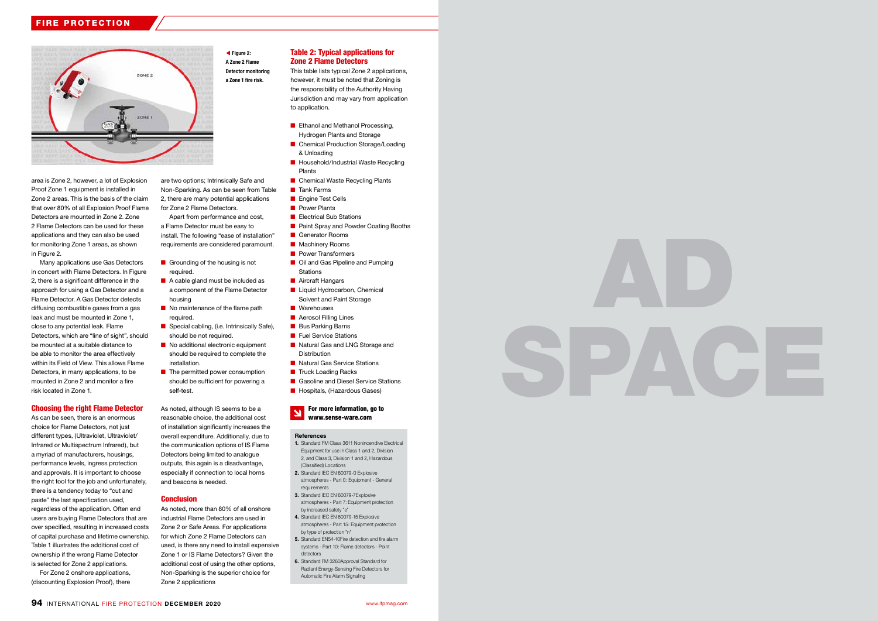Figure 2: A Zone 2 Flame Detector monitoring a Zone 1 fire risk.

area is Zone 2, however, a lot of Explosion Proof Zone 1 equipment is installed in Zone 2 areas. This is the basis of the claim that over 80% of all Explosion Proof Flame Detectors are mounted in Zone 2. Zone 2 Flame Detectors can be used for these applications and they can also be used for monitoring Zone 1 areas, as shown in Figure 2.

Many applications use Gas Detectors in concert with Flame Detectors. In Figure 2, there is a significant difference in the approach for using a Gas Detector and a Flame Detector. A Gas Detector detects diffusing combustible gases from a gas leak and must be mounted in Zone 1, close to any potential leak. Flame Detectors, which are "line of sight", should be mounted at a suitable distance to be able to monitor the area effectively within its Field of View. This allows Flame Detectors, in many applications, to be mounted in Zone 2 and monitor a fire risk located in Zone 1.

## Choosing the right Flame Detector

As can be seen, there is an enormous choice for Flame Detectors, not just different types, (Ultraviolet, Ultraviolet/Infrared or Multispectrum Infrared), but a myriad of manufacturers, housings, performance levels, ingress protection and approvals. It is important to choose the right tool for the job and unfortunately, there is a tendency today to "cut and paste" the last specification used, regardless of the application. Often end users are buying Flame Detectors that are over specified, resulting in increased costs of capital purchase and lifetime ownership. Table 1 illustrates the additional cost of ownership if the wrong Flame Detector is selected for Zone 2 applications.

For Zone 2 onshore applications, (discounting Explosion Proof), there are two options; Intrinsically Safe and Non-Sparking. As can be seen from Table 2, there are many potential applications for Zone 2 Flame Detectors.

Apart from performance and cost, a Flame Detector must be easy to install. The following "ease of installation" requirements are considered paramount.

- Grounding of the housing is not required.
- A cable gland must be included as a component of the Flame Detector housing
- No maintenance of the flame path required.
- Special cabling, (i.e. Intrinsically Safe), should be not required.
- No additional electronic equipment should be required to complete the installation.
- The permitted power consumption should be sufficient for powering a self-test.

As noted, although IS seems to be a reasonable choice, the additional cost of installation significantly increases the overall expenditure. Additionally, due to the communication options of IS Flame Detectors being limited to analogue outputs, this again is a disadvantage, especially if connection to local horns and beacons is needed.

## Conclusion

As noted, more than 80% of all onshore industrial Flame Detectors are used in Zone 2 or Safe Areas. For applications for which Zone 2 Flame Detectors can used, is there any need to install expensive Zone 1 or IS Flame Detectors? Given the additional cost of using the other options, Non-Sparking is the superior choice for Zone 2 applications

## Table 2: Typical applications for Zone 2 Flame Detectors

This table lists typical Zone 2 applications, however, it must be noted that Zoning is the responsibility of the Authority Having Jurisdiction and may vary from application to application.

- Ethanol and Methanol Processing, Hydrogen Plants and Storage
- Chemical Production Storage/Loading & Unloading
- Household/Industrial Waste Recycling Plants
- Chemical Waste Recycling Plants
- Tank Farms
- Engine Test Cells
- Power Plants
- Electrical Sub Stations
- Paint Spray and Powder Coating Booths
- Generator Rooms
- Machinery Rooms
- Power Transformers
- Oil and Gas Pipeline and Pumping Stations
- Aircraft Hangars
- Liquid Hydrocarbon, Chemical Solvent and Paint Storage
- Warehouses
- Aerosol Filling Lines
- Bus Parking Barns
- Fuel Service Stations
- Natural Gas and LNG Storage and Distribution
- Natural Gas Service Stations
- Truck Loading Racks
- Gasoline and Diesel Service Stations
- Hospitals, (Hazardous Gases)

**For more information, go to www.sense-ware.com**

### References

1. Standard FM Class 3611 Nonincendive Electrical Equipment for use in Class 1 and 2, Division 2, and Class 3, Division 1 and 2, Hazardous (Classified) Locations
2. Standard IEC EN 60079-0 Explosive atmospheres - Part 0: Equipment - General requirements
3. Standard IEC EN 60079-7Explosive atmospheres - Part 7: Equipment protection by increased safety "e"
4. Standard IEC EN 60079-15 Explosive atmospheres - Part 15: Equipment protection by type of protection "n"
5. Standard EN54-10Fire detection and fire alarm systems - Part 10: Flame detectors - Point detectors
6. Standard FM 3260Approval Standard for Radiant Energy-Sensing Fire Detectors for Automatic Fire Alarm Signaling